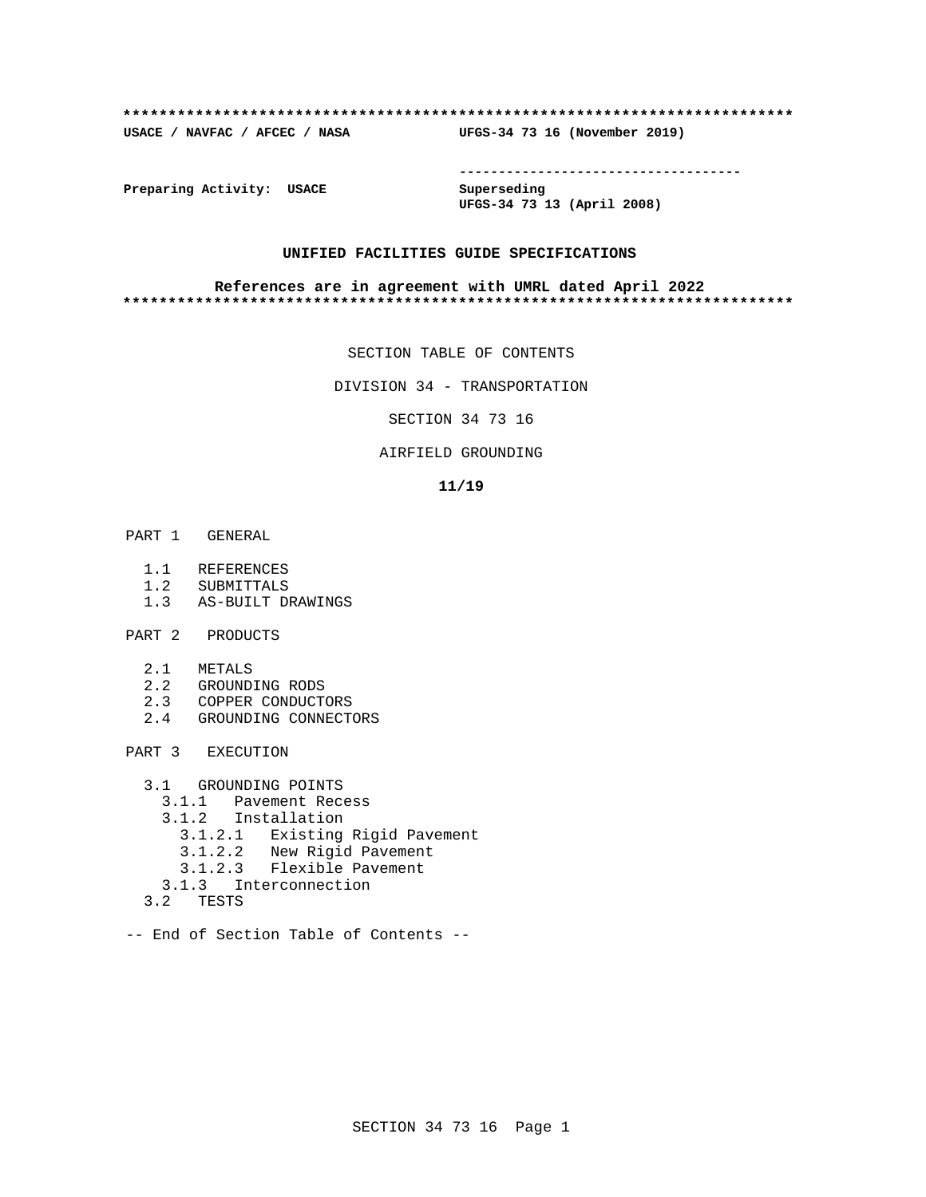**************************************************************************

**USACE / NAVFAC / AFCEC / NASA UFGS-34 73 16 (November 2019)**

-----------------------------------

**Preparing Activity: USACE** **Superseding**
**UFGS-34 73 13 (April 2008)**

**UNIFIED FACILITIES GUIDE SPECIFICATIONS**

**References are in agreement with UMRL dated April 2022**

**************************************************************************

SECTION TABLE OF CONTENTS

DIVISION 34 - TRANSPORTATION

SECTION 34 73 16

AIRFIELD GROUNDING

**11/19**

PART 1 GENERAL

- 1.1 REFERENCES
- 1.2 SUBMITTALS
- 1.3 AS-BUILT DRAWINGS

PART 2 PRODUCTS

- 2.1 METALS
- 2.2 GROUNDING RODS
- 2.3 COPPER CONDUCTORS
- 2.4 GROUNDING CONNECTORS

PART 3 EXECUTION

- 3.1 GROUNDING POINTS
  - 3.1.1 Pavement Recess
  - 3.1.2 Installation
    - 3.1.2.1 Existing Rigid Pavement
    - 3.1.2.2 New Rigid Pavement
    - 3.1.2.3 Flexible Pavement
  - 3.1.3 Interconnection
- 3.2 TESTS

-- End of Section Table of Contents --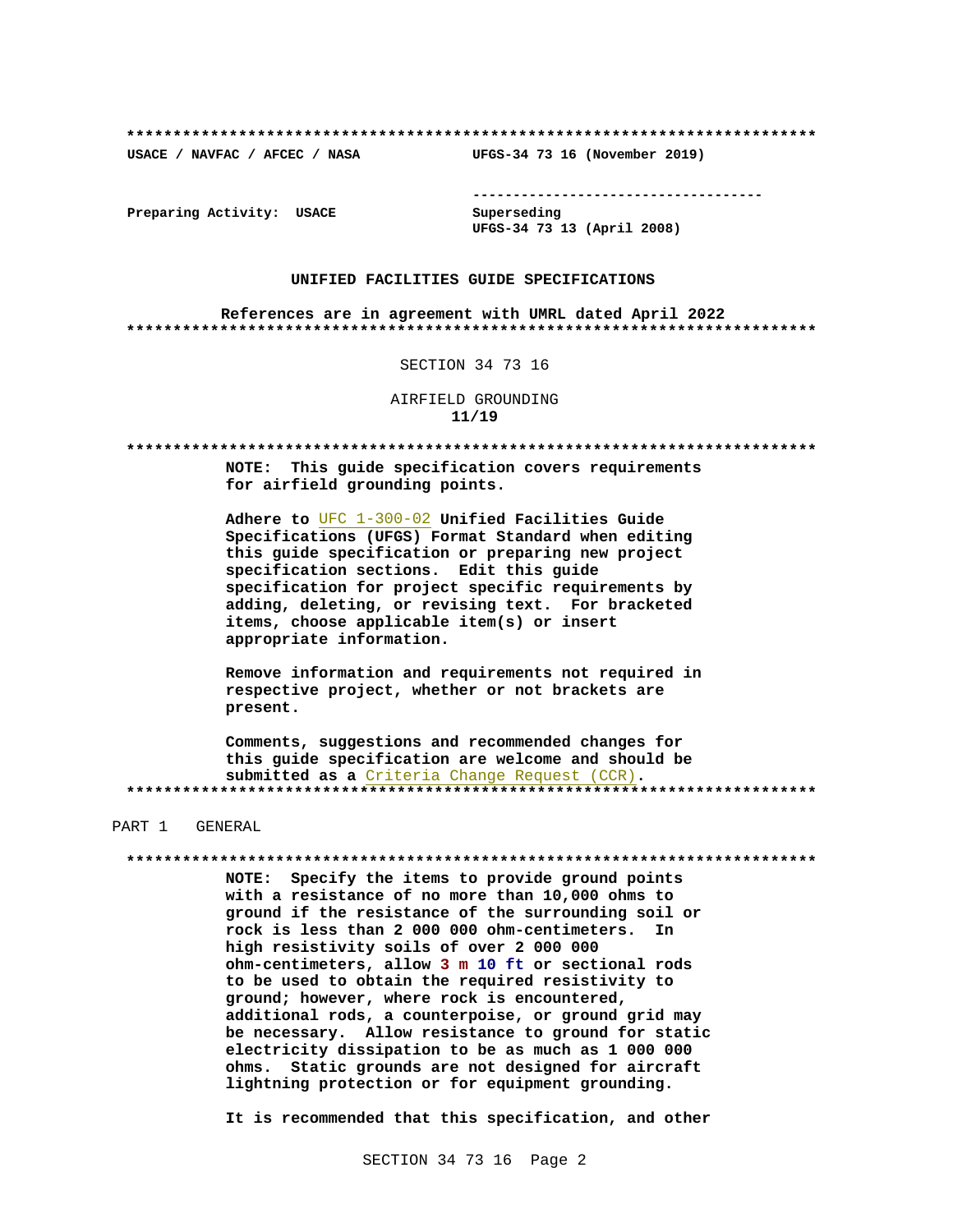**************************************************************************

USACE / NAVFAC / AFCEC / NASA UFGS-34 73 16 (November 2019)

-----------------------------------

Preparing Activity: USACE Superseding
UFGS-34 73 13 (April 2008)

**UNIFIED FACILITIES GUIDE SPECIFICATIONS**

**References are in agreement with UMRL dated April 2022**

**************************************************************************

SECTION 34 73 16

AIRFIELD GROUNDING
**11/19**

**************************************************************************

**NOTE: This guide specification covers requirements for airfield grounding points.**

**Adhere to UFC 1-300-02 Unified Facilities Guide Specifications (UFGS) Format Standard when editing this guide specification or preparing new project specification sections. Edit this guide specification for project specific requirements by adding, deleting, or revising text. For bracketed items, choose applicable item(s) or insert appropriate information.**

**Remove information and requirements not required in respective project, whether or not brackets are present.**

**Comments, suggestions and recommended changes for this guide specification are welcome and should be submitted as a Criteria Change Request (CCR).**

**************************************************************************

PART 1 GENERAL

**************************************************************************

**NOTE: Specify the items to provide ground points with a resistance of no more than 10,000 ohms to ground if the resistance of the surrounding soil or rock is less than 2 000 000 ohm-centimeters. In high resistivity soils of over 2 000 000 ohm-centimeters, allow 3 m 10 ft or sectional rods to be used to obtain the required resistivity to ground; however, where rock is encountered, additional rods, a counterpoise, or ground grid may be necessary. Allow resistance to ground for static electricity dissipation to be as much as 1 000 000 ohms. Static grounds are not designed for aircraft lightning protection or for equipment grounding.**

**It is recommended that this specification, and other**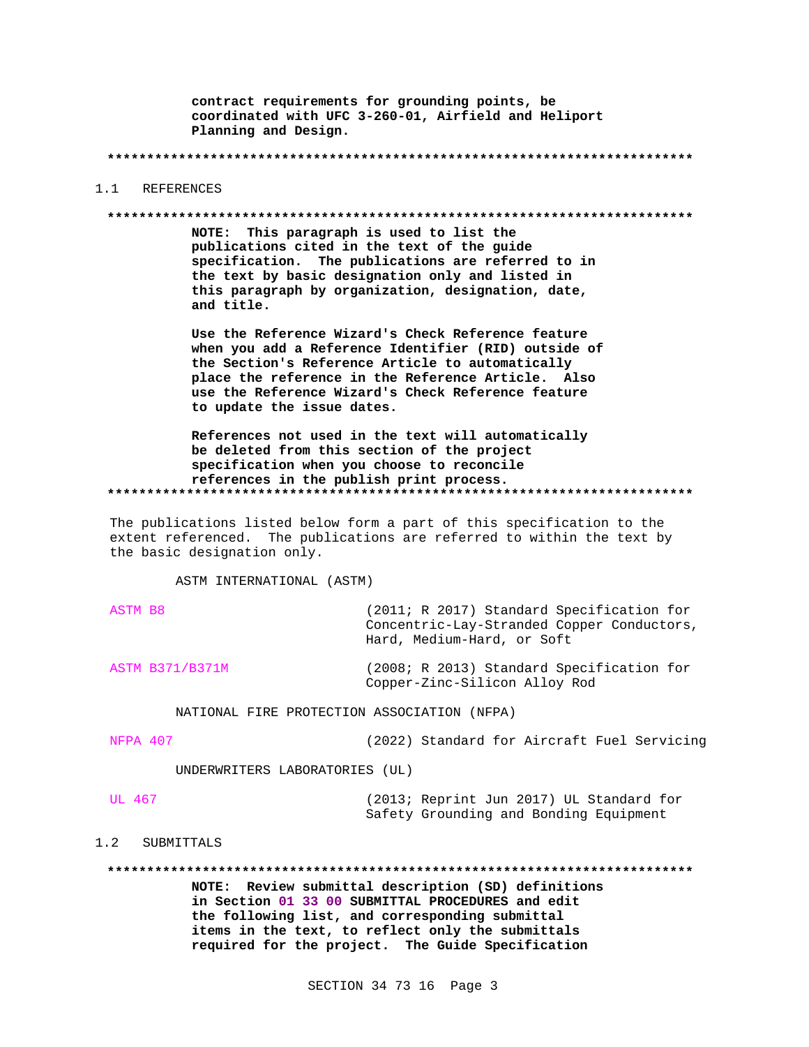**contract requirements for grounding points, be coordinated with UFC 3-260-01, Airfield and Heliport Planning and Design.**

**************************************************************************

## 1.1 REFERENCES

**************************************************************************

**NOTE: This paragraph is used to list the publications cited in the text of the guide specification. The publications are referred to in the text by basic designation only and listed in this paragraph by organization, designation, date, and title.**

**Use the Reference Wizard's Check Reference feature when you add a Reference Identifier (RID) outside of the Section's Reference Article to automatically place the reference in the Reference Article. Also use the Reference Wizard's Check Reference feature to update the issue dates.**

**References not used in the text will automatically be deleted from this section of the project specification when you choose to reconcile references in the publish print process.**

**************************************************************************

The publications listed below form a part of this specification to the extent referenced. The publications are referred to within the text by the basic designation only.

ASTM INTERNATIONAL (ASTM)

| | |
|---|---|
| ASTM B8 | (2011; R 2017) Standard Specification for Concentric-Lay-Stranded Copper Conductors, Hard, Medium-Hard, or Soft |
| ASTM B371/B371M | (2008; R 2013) Standard Specification for Copper-Zinc-Silicon Alloy Rod |

NATIONAL FIRE PROTECTION ASSOCIATION (NFPA)

| | |
|---|---|
| NFPA 407 | (2022) Standard for Aircraft Fuel Servicing |

UNDERWRITERS LABORATORIES (UL)

| | |
|---|---|
| UL 467 | (2013; Reprint Jun 2017) UL Standard for Safety Grounding and Bonding Equipment |

## 1.2 SUBMITTALS

**************************************************************************

**NOTE: Review submittal description (SD) definitions in Section 01 33 00 SUBMITTAL PROCEDURES and edit the following list, and corresponding submittal items in the text, to reflect only the submittals required for the project. The Guide Specification**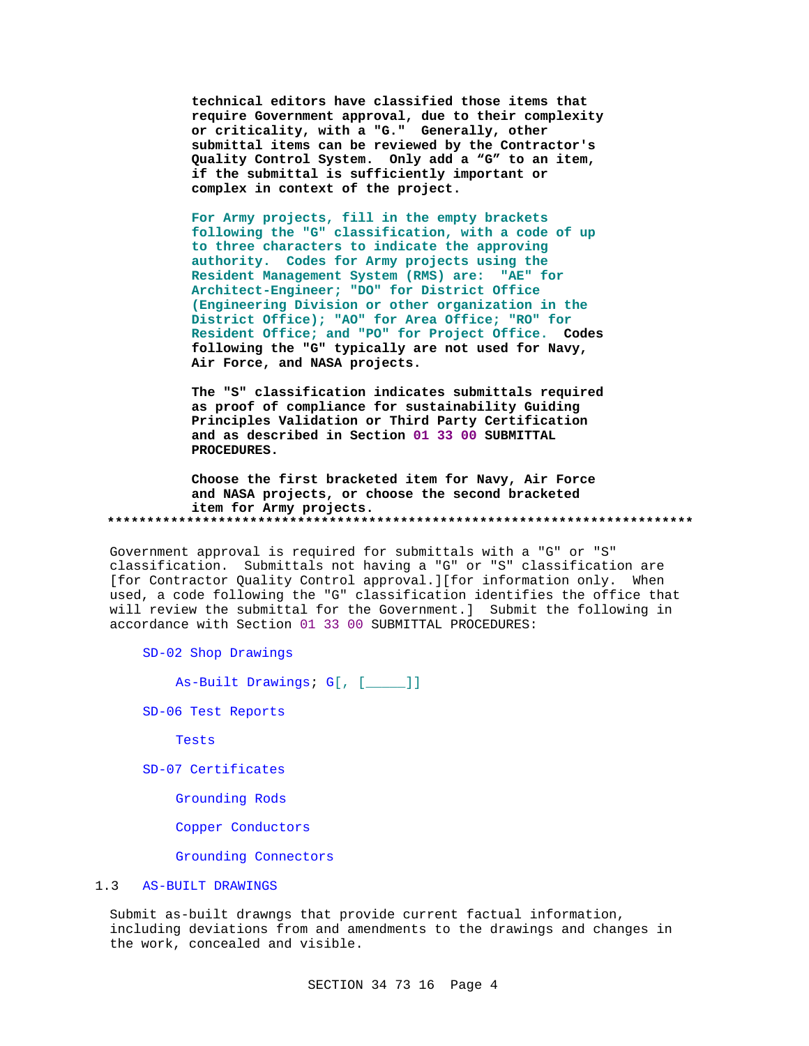**technical editors have classified those items that require Government approval, due to their complexity or criticality, with a "G." Generally, other submittal items can be reviewed by the Contractor's Quality Control System. Only add a "G" to an item, if the submittal is sufficiently important or complex in context of the project.**

**For Army projects, fill in the empty brackets following the "G" classification, with a code of up to three characters to indicate the approving authority. Codes for Army projects using the Resident Management System (RMS) are: "AE" for Architect-Engineer; "DO" for District Office (Engineering Division or other organization in the District Office); "AO" for Area Office; "RO" for Resident Office; and "PO" for Project Office. Codes following the "G" typically are not used for Navy, Air Force, and NASA projects.**

**The "S" classification indicates submittals required as proof of compliance for sustainability Guiding Principles Validation or Third Party Certification and as described in Section 01 33 00 SUBMITTAL PROCEDURES.**

**Choose the first bracketed item for Navy, Air Force and NASA projects, or choose the second bracketed item for Army projects.**

**************************************************************************

Government approval is required for submittals with a "G" or "S" classification. Submittals not having a "G" or "S" classification are [for Contractor Quality Control approval.][for information only. When used, a code following the "G" classification identifies the office that will review the submittal for the Government.] Submit the following in accordance with Section 01 33 00 SUBMITTAL PROCEDURES:

SD-02 Shop Drawings

As-Built Drawings; G[, [_____]]

SD-06 Test Reports

Tests

SD-07 Certificates

Grounding Rods

Copper Conductors

Grounding Connectors

## 1.3 AS-BUILT DRAWINGS

Submit as-built drawngs that provide current factual information, including deviations from and amendments to the drawings and changes in the work, concealed and visible.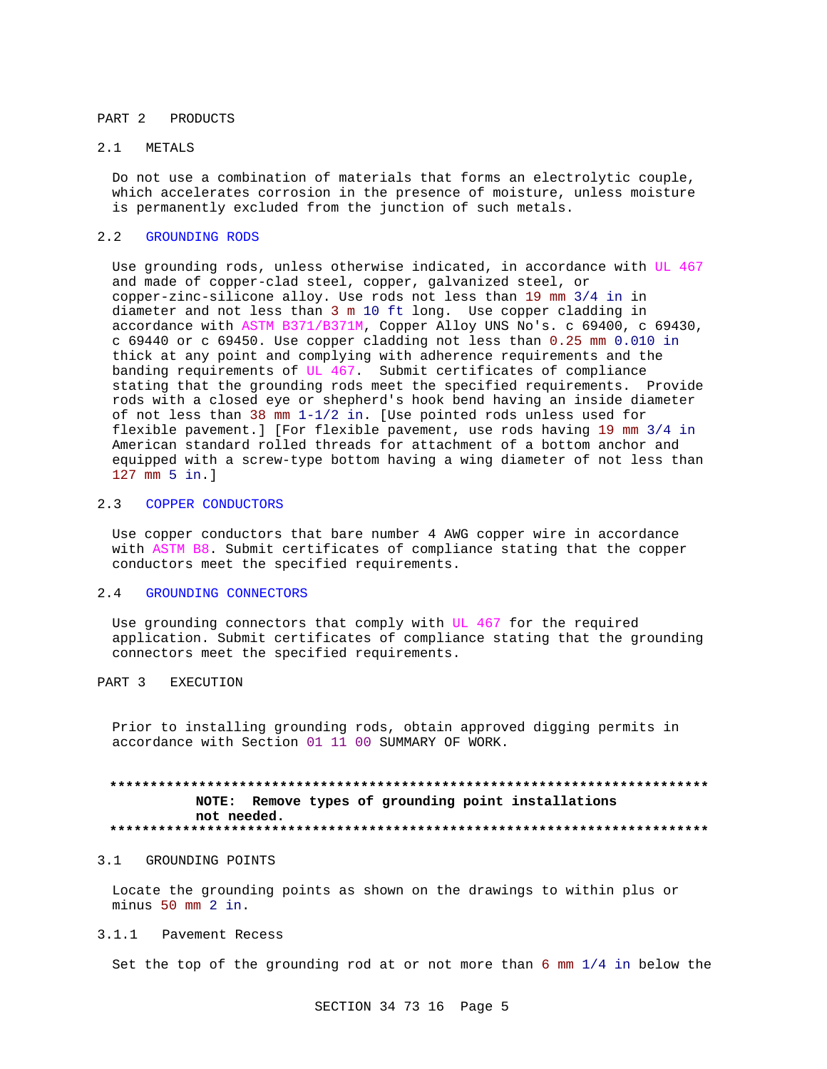## PART 2 PRODUCTS

### 2.1 METALS

Do not use a combination of materials that forms an electrolytic couple, which accelerates corrosion in the presence of moisture, unless moisture is permanently excluded from the junction of such metals.

### 2.2 GROUNDING RODS

Use grounding rods, unless otherwise indicated, in accordance with UL 467 and made of copper-clad steel, copper, galvanized steel, or copper-zinc-silicone alloy. Use rods not less than 19 mm 3/4 in in diameter and not less than 3 m 10 ft long. Use copper cladding in accordance with ASTM B371/B371M, Copper Alloy UNS No's. c 69400, c 69430, c 69440 or c 69450. Use copper cladding not less than 0.25 mm 0.010 in thick at any point and complying with adherence requirements and the banding requirements of UL 467. Submit certificates of compliance stating that the grounding rods meet the specified requirements. Provide rods with a closed eye or shepherd's hook bend having an inside diameter of not less than 38 mm 1-1/2 in. [Use pointed rods unless used for flexible pavement.] [For flexible pavement, use rods having 19 mm 3/4 in American standard rolled threads for attachment of a bottom anchor and equipped with a screw-type bottom having a wing diameter of not less than 127 mm 5 in.]

### 2.3 COPPER CONDUCTORS

Use copper conductors that bare number 4 AWG copper wire in accordance with ASTM B8. Submit certificates of compliance stating that the copper conductors meet the specified requirements.

### 2.4 GROUNDING CONNECTORS

Use grounding connectors that comply with UL 467 for the required application. Submit certificates of compliance stating that the grounding connectors meet the specified requirements.

## PART 3 EXECUTION

Prior to installing grounding rods, obtain approved digging permits in accordance with Section 01 11 00 SUMMARY OF WORK.

**************************************************************************

**NOTE: Remove types of grounding point installations not needed.**

**************************************************************************

### 3.1 GROUNDING POINTS

Locate the grounding points as shown on the drawings to within plus or minus 50 mm 2 in.

#### 3.1.1 Pavement Recess

Set the top of the grounding rod at or not more than 6 mm 1/4 in below the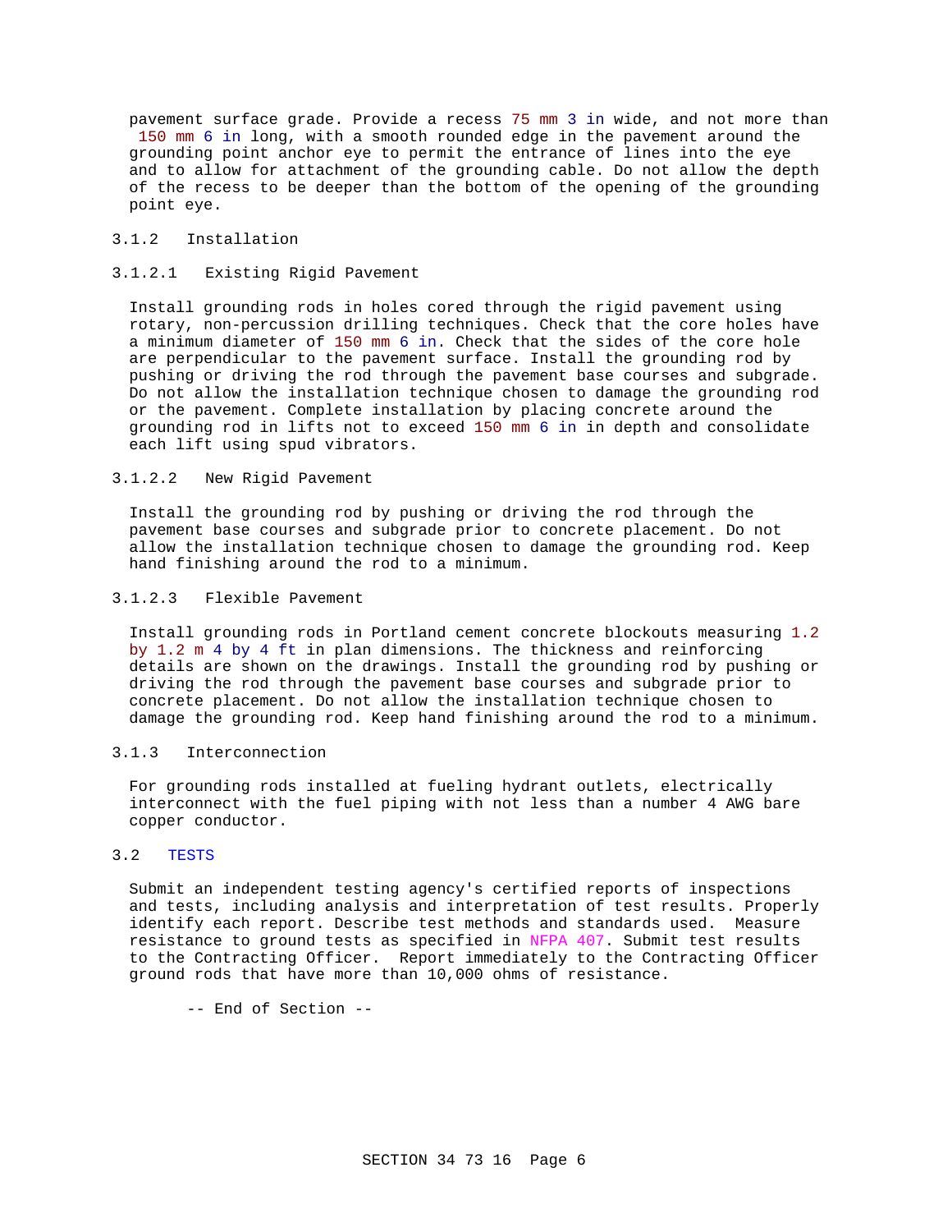pavement surface grade. Provide a recess 75 mm 3 in wide, and not more than 150 mm 6 in long, with a smooth rounded edge in the pavement around the grounding point anchor eye to permit the entrance of lines into the eye and to allow for attachment of the grounding cable. Do not allow the depth of the recess to be deeper than the bottom of the opening of the grounding point eye.

### 3.1.2 Installation

#### 3.1.2.1 Existing Rigid Pavement

Install grounding rods in holes cored through the rigid pavement using rotary, non-percussion drilling techniques. Check that the core holes have a minimum diameter of 150 mm 6 in. Check that the sides of the core hole are perpendicular to the pavement surface. Install the grounding rod by pushing or driving the rod through the pavement base courses and subgrade. Do not allow the installation technique chosen to damage the grounding rod or the pavement. Complete installation by placing concrete around the grounding rod in lifts not to exceed 150 mm 6 in in depth and consolidate each lift using spud vibrators.

#### 3.1.2.2 New Rigid Pavement

Install the grounding rod by pushing or driving the rod through the pavement base courses and subgrade prior to concrete placement. Do not allow the installation technique chosen to damage the grounding rod. Keep hand finishing around the rod to a minimum.

#### 3.1.2.3 Flexible Pavement

Install grounding rods in Portland cement concrete blockouts measuring 1.2 by 1.2 m 4 by 4 ft in plan dimensions. The thickness and reinforcing details are shown on the drawings. Install the grounding rod by pushing or driving the rod through the pavement base courses and subgrade prior to concrete placement. Do not allow the installation technique chosen to damage the grounding rod. Keep hand finishing around the rod to a minimum.

### 3.1.3 Interconnection

For grounding rods installed at fueling hydrant outlets, electrically interconnect with the fuel piping with not less than a number 4 AWG bare copper conductor.

## 3.2 TESTS

Submit an independent testing agency's certified reports of inspections and tests, including analysis and interpretation of test results. Properly identify each report. Describe test methods and standards used. Measure resistance to ground tests as specified in NFPA 407. Submit test results to the Contracting Officer. Report immediately to the Contracting Officer ground rods that have more than 10,000 ohms of resistance.

-- End of Section --